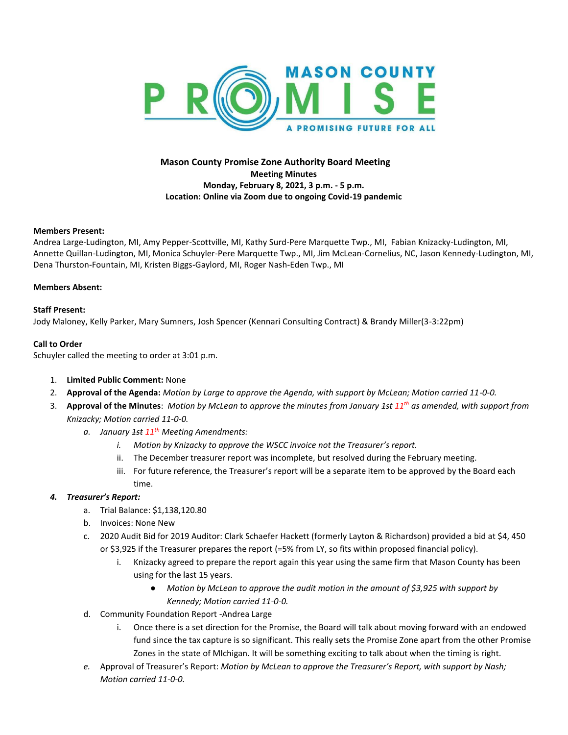MASON COUNTY PROMISE — A PROMISING FUTURE FOR ALL

**Mason County Promise Zone Authority Board Meeting**
**Meeting Minutes**
**Monday, February 8, 2021, 3 p.m. - 5 p.m.**
**Location: Online via Zoom due to ongoing Covid-19 pandemic**

**Members Present:**
Andrea Large-Ludington, MI, Amy Pepper-Scottville, MI, Kathy Surd-Pere Marquette Twp., MI, Fabian Knizacky-Ludington, MI, Annette Quillan-Ludington, MI, Monica Schuyler-Pere Marquette Twp., MI, Jim McLean-Cornelius, NC, Jason Kennedy-Ludington, MI, Dena Thurston-Fountain, MI, Kristen Biggs-Gaylord, MI, Roger Nash-Eden Twp., MI

**Members Absent:**

**Staff Present:**
Jody Maloney, Kelly Parker, Mary Sumners, Josh Spencer (Kennari Consulting Contract) & Brandy Miller(3-3:22pm)

**Call to Order**
Schuyler called the meeting to order at 3:01 p.m.

1. **Limited Public Comment:** None
2. **Approval of the Agenda:** *Motion by Large to approve the Agenda, with support by McLean; Motion carried 11-0-0.*
3. **Approval of the Minutes**: *Motion by McLean to approve the minutes from January ~~1st~~ 11th as amended, with support from Knizacky; Motion carried 11-0-0.*
    a. *January ~~1st~~ 11th Meeting Amendments:*
        i. *Motion by Knizacky to approve the WSCC invoice not the Treasurer's report.*
        ii. The December treasurer report was incomplete, but resolved during the February meeting.
        iii. For future reference, the Treasurer's report will be a separate item to be approved by the Board each time.
4. ***Treasurer's Report:***
    a. Trial Balance: $1,138,120.80
    b. Invoices: None New
    c. 2020 Audit Bid for 2019 Auditor: Clark Schaefer Hackett (formerly Layton & Richardson) provided a bid at $4, 450 or $3,925 if the Treasurer prepares the report (=5% from LY, so fits within proposed financial policy).
        i. Knizacky agreed to prepare the report again this year using the same firm that Mason County has been using for the last 15 years.
            - *Motion by McLean to approve the audit motion in the amount of $3,925 with support by Kennedy; Motion carried 11-0-0.*
    d. Community Foundation Report -Andrea Large
        i. Once there is a set direction for the Promise, the Board will talk about moving forward with an endowed fund since the tax capture is so significant. This really sets the Promise Zone apart from the other Promise Zones in the state of MIchigan. It will be something exciting to talk about when the timing is right.
    e. Approval of Treasurer's Report: *Motion by McLean to approve the Treasurer's Report, with support by Nash; Motion carried 11-0-0.*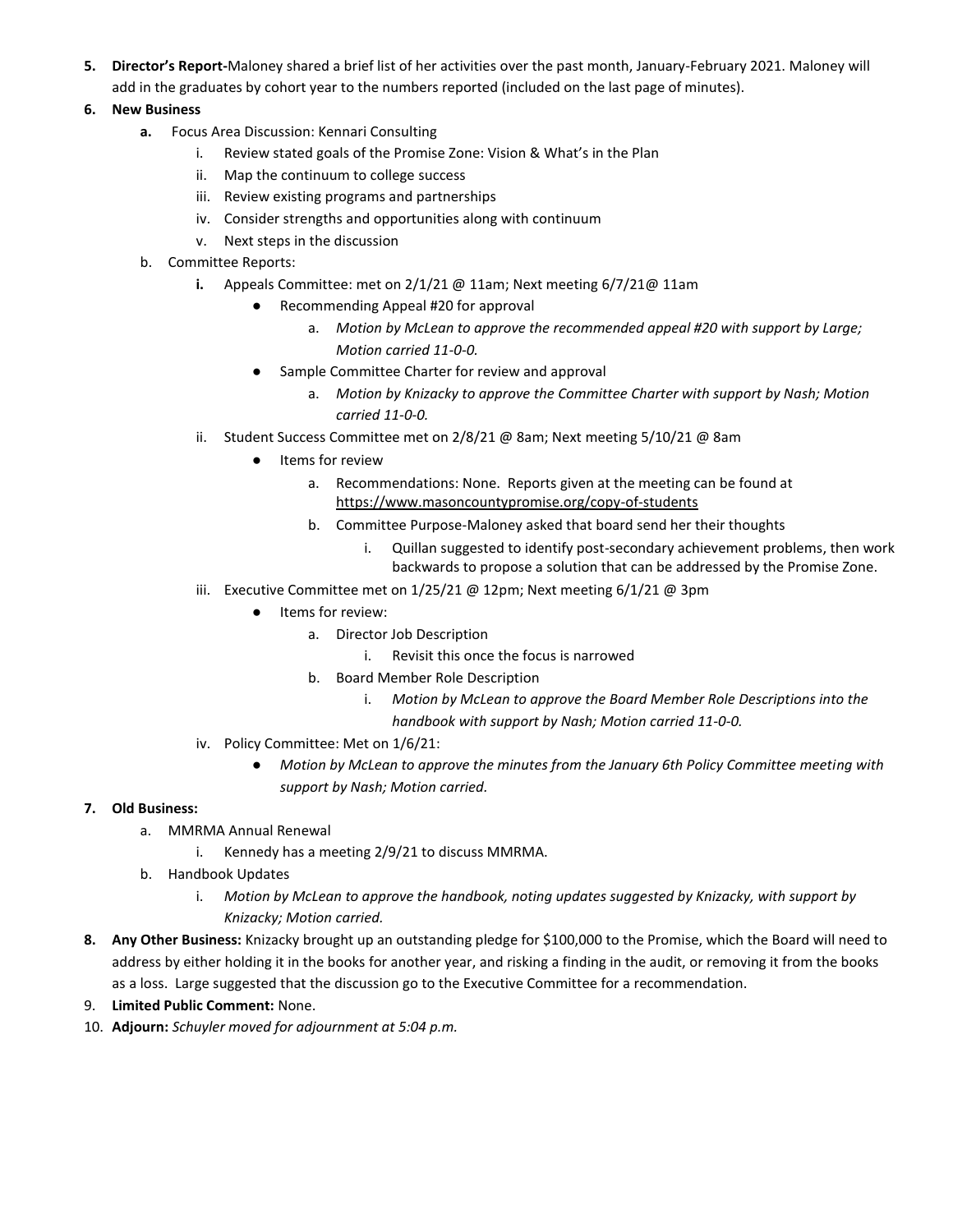5. **Director's Report-**Maloney shared a brief list of her activities over the past month, January-February 2021. Maloney will add in the graduates by cohort year to the numbers reported (included on the last page of minutes).
6. **New Business**
   a. Focus Area Discussion: Kennari Consulting
      i. Review stated goals of the Promise Zone: Vision & What's in the Plan
      ii. Map the continuum to college success
      iii. Review existing programs and partnerships
      iv. Consider strengths and opportunities along with continuum
      v. Next steps in the discussion
   b. Committee Reports:
      i. Appeals Committee: met on 2/1/21 @ 11am; Next meeting 6/7/21@ 11am
         - Recommending Appeal #20 for approval
            a. *Motion by McLean to approve the recommended appeal #20 with support by Large; Motion carried 11-0-0.*
         - Sample Committee Charter for review and approval
            a. *Motion by Knizacky to approve the Committee Charter with support by Nash; Motion carried 11-0-0.*
      ii. Student Success Committee met on 2/8/21 @ 8am; Next meeting 5/10/21 @ 8am
         - Items for review
            a. Recommendations: None. Reports given at the meeting can be found at https://www.masoncountypromise.org/copy-of-students
            b. Committee Purpose-Maloney asked that board send her their thoughts
               i. Quillan suggested to identify post-secondary achievement problems, then work backwards to propose a solution that can be addressed by the Promise Zone.
      iii. Executive Committee met on 1/25/21 @ 12pm; Next meeting 6/1/21 @ 3pm
         - Items for review:
            a. Director Job Description
               i. Revisit this once the focus is narrowed
            b. Board Member Role Description
               i. *Motion by McLean to approve the Board Member Role Descriptions into the handbook with support by Nash; Motion carried 11-0-0.*
      iv. Policy Committee: Met on 1/6/21:
         - *Motion by McLean to approve the minutes from the January 6th Policy Committee meeting with support by Nash; Motion carried.*
7. **Old Business:**
   a. MMRMA Annual Renewal
      i. Kennedy has a meeting 2/9/21 to discuss MMRMA.
   b. Handbook Updates
      i. *Motion by McLean to approve the handbook, noting updates suggested by Knizacky, with support by Knizacky; Motion carried.*
8. **Any Other Business:** Knizacky brought up an outstanding pledge for $100,000 to the Promise, which the Board will need to address by either holding it in the books for another year, and risking a finding in the audit, or removing it from the books as a loss. Large suggested that the discussion go to the Executive Committee for a recommendation.
9. **Limited Public Comment:** None.
10. **Adjourn:** *Schuyler moved for adjournment at 5:04 p.m.*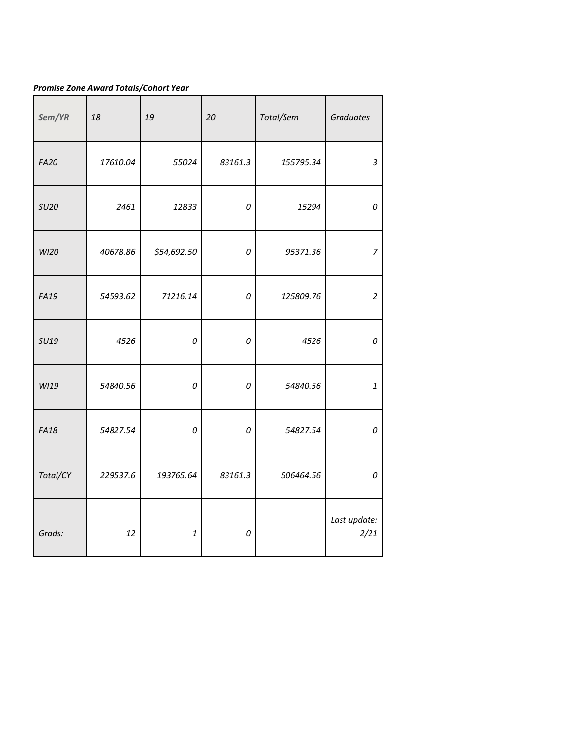***Promise Zone Award Totals/Cohort Year***

| *Sem/YR* | *18* | *19* | *20* | *Total/Sem* | *Graduates* |
|---|---|---|---|---|---|
| *FA20* | *17610.04* | *55024* | *83161.3* | *155795.34* | *3* |
| *SU20* | *2461* | *12833* | *0* | *15294* | *0* |
| *WI20* | *40678.86* | *$54,692.50* | *0* | *95371.36* | *7* |
| *FA19* | *54593.62* | *71216.14* | *0* | *125809.76* | *2* |
| *SU19* | *4526* | *0* | *0* | *4526* | *0* |
| *WI19* | *54840.56* | *0* | *0* | *54840.56* | *1* |
| *FA18* | *54827.54* | *0* | *0* | *54827.54* | *0* |
| *Total/CY* | *229537.6* | *193765.64* | *83161.3* | *506464.56* | *0* |
| *Grads:* | *12* | *1* | *0* | | *Last update: 2/21* |